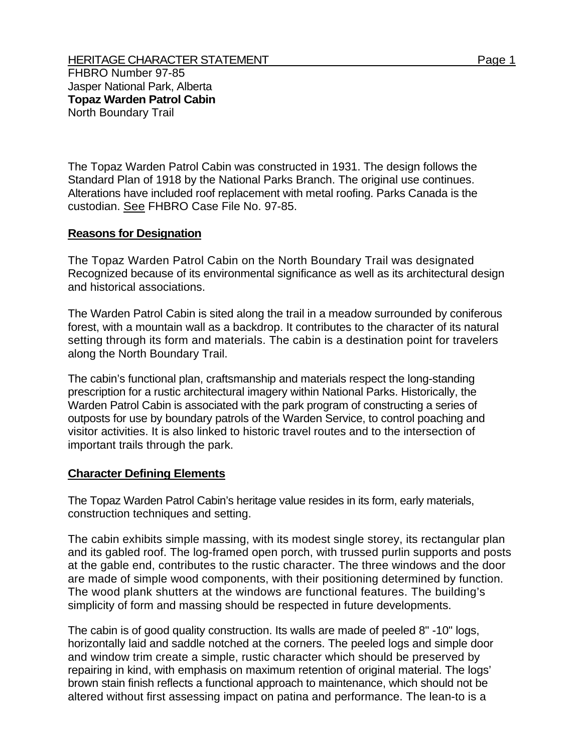HERITAGE CHARACTER STATEMENT

FHBRO Number 97-85
Jasper National Park, Alberta
**Topaz Warden Patrol Cabin**
North Boundary Trail

The Topaz Warden Patrol Cabin was constructed in 1931. The design follows the Standard Plan of 1918 by the National Parks Branch. The original use continues. Alterations have included roof replacement with metal roofing. Parks Canada is the custodian. See FHBRO Case File No. 97-85.

## Reasons for Designation

The Topaz Warden Patrol Cabin on the North Boundary Trail was designated Recognized because of its environmental significance as well as its architectural design and historical associations.

The Warden Patrol Cabin is sited along the trail in a meadow surrounded by coniferous forest, with a mountain wall as a backdrop. It contributes to the character of its natural setting through its form and materials. The cabin is a destination point for travelers along the North Boundary Trail.

The cabin's functional plan, craftsmanship and materials respect the long-standing prescription for a rustic architectural imagery within National Parks. Historically, the Warden Patrol Cabin is associated with the park program of constructing a series of outposts for use by boundary patrols of the Warden Service, to control poaching and visitor activities. It is also linked to historic travel routes and to the intersection of important trails through the park.

## Character Defining Elements

The Topaz Warden Patrol Cabin's heritage value resides in its form, early materials, construction techniques and setting.

The cabin exhibits simple massing, with its modest single storey, its rectangular plan and its gabled roof. The log-framed open porch, with trussed purlin supports and posts at the gable end, contributes to the rustic character. The three windows and the door are made of simple wood components, with their positioning determined by function. The wood plank shutters at the windows are functional features. The building's simplicity of form and massing should be respected in future developments.

The cabin is of good quality construction. Its walls are made of peeled 8" -10" logs, horizontally laid and saddle notched at the corners. The peeled logs and simple door and window trim create a simple, rustic character which should be preserved by repairing in kind, with emphasis on maximum retention of original material. The logs' brown stain finish reflects a functional approach to maintenance, which should not be altered without first assessing impact on patina and performance. The lean-to is a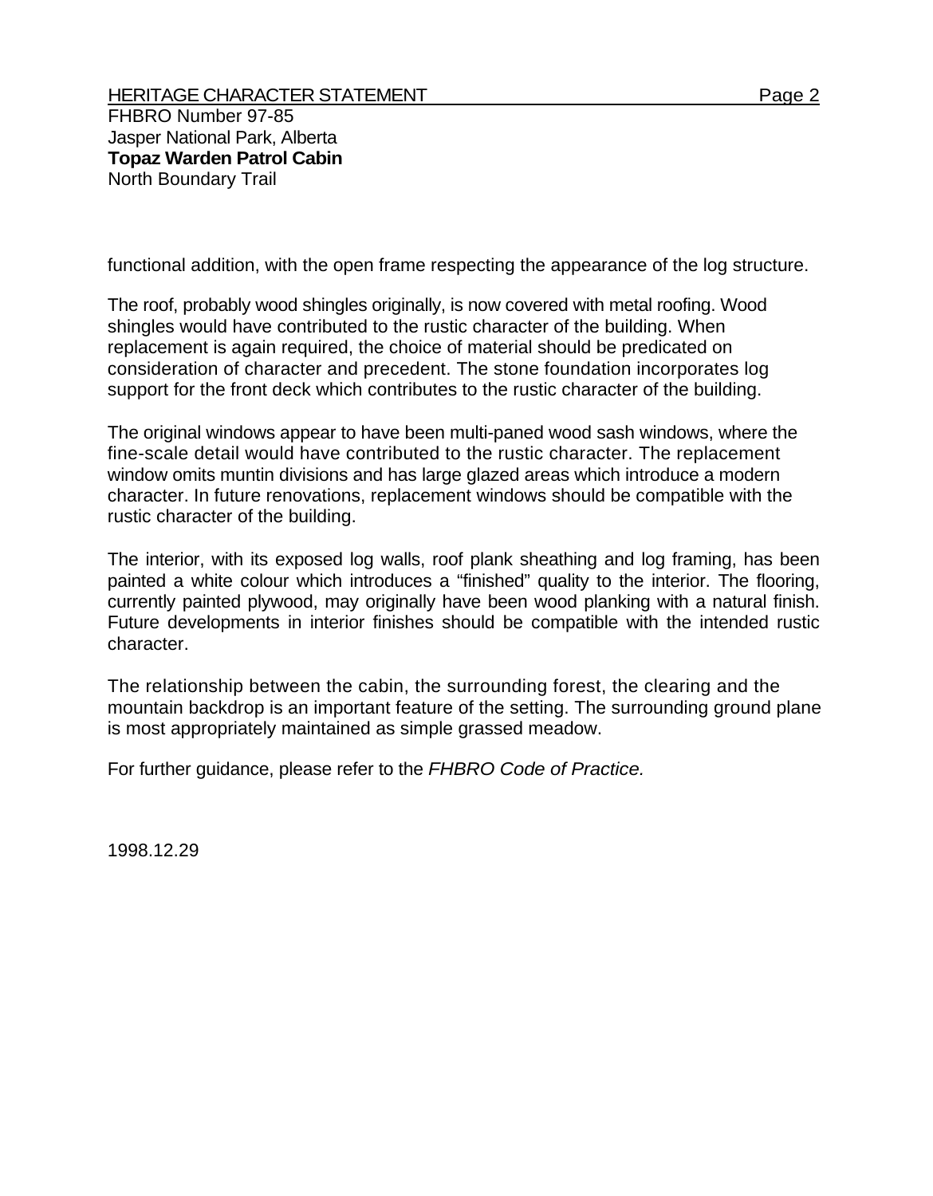functional addition, with the open frame respecting the appearance of the log structure.

The roof, probably wood shingles originally, is now covered with metal roofing. Wood shingles would have contributed to the rustic character of the building. When replacement is again required, the choice of material should be predicated on consideration of character and precedent. The stone foundation incorporates log support for the front deck which contributes to the rustic character of the building.

The original windows appear to have been multi-paned wood sash windows, where the fine-scale detail would have contributed to the rustic character. The replacement window omits muntin divisions and has large glazed areas which introduce a modern character. In future renovations, replacement windows should be compatible with the rustic character of the building.

The interior, with its exposed log walls, roof plank sheathing and log framing, has been painted a white colour which introduces a "finished" quality to the interior. The flooring, currently painted plywood, may originally have been wood planking with a natural finish. Future developments in interior finishes should be compatible with the intended rustic character.

The relationship between the cabin, the surrounding forest, the clearing and the mountain backdrop is an important feature of the setting. The surrounding ground plane is most appropriately maintained as simple grassed meadow.

For further guidance, please refer to the *FHBRO Code of Practice.*

1998.12.29